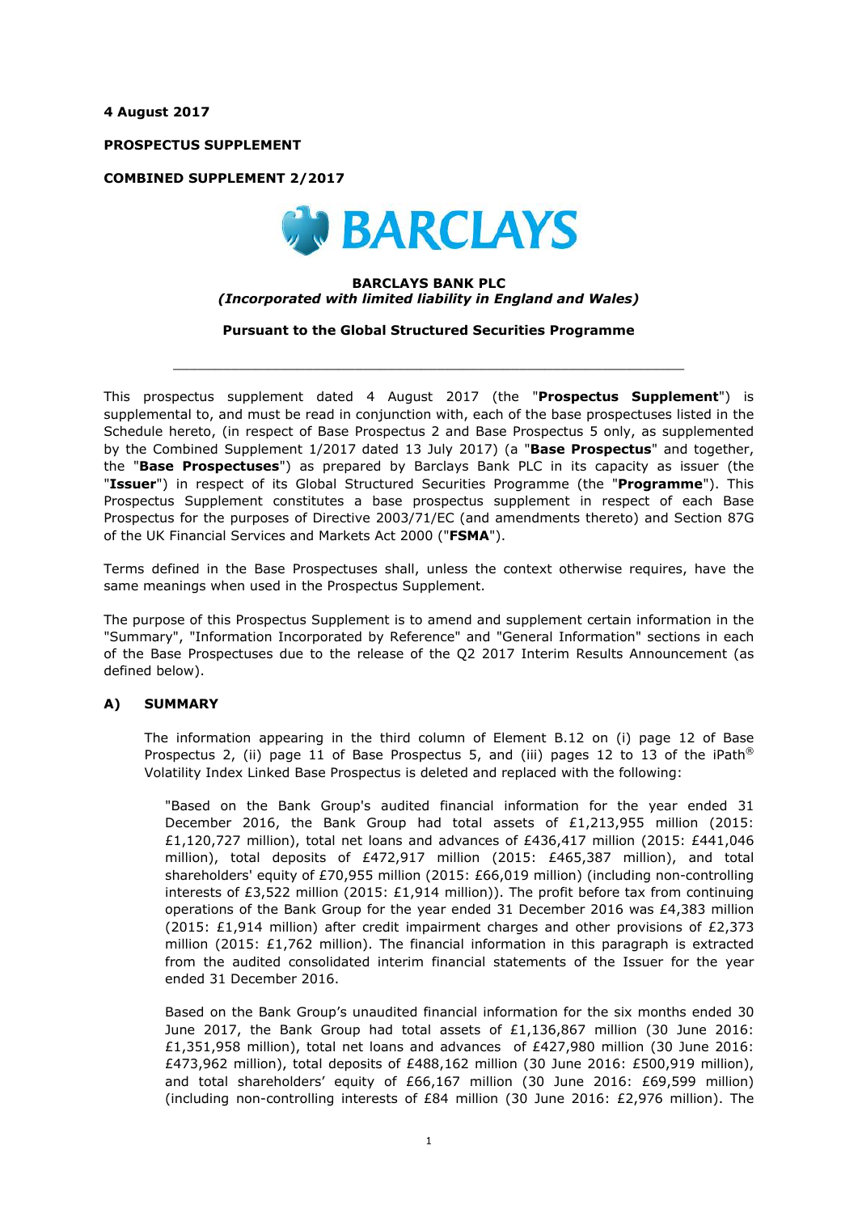**4 August 2017**

**PROSPECTUS SUPPLEMENT**

**COMBINED SUPPLEMENT 2/2017**

**BARCLAYS**

**BARCLAYS BANK PLC**
***(Incorporated with limited liability in England and Wales)***

**Pursuant to the Global Structured Securities Programme**

---

This prospectus supplement dated 4 August 2017 (the "**Prospectus Supplement**") is supplemental to, and must be read in conjunction with, each of the base prospectuses listed in the Schedule hereto, (in respect of Base Prospectus 2 and Base Prospectus 5 only, as supplemented by the Combined Supplement 1/2017 dated 13 July 2017) (a "**Base Prospectus**" and together, the "**Base Prospectuses**") as prepared by Barclays Bank PLC in its capacity as issuer (the "**Issuer**") in respect of its Global Structured Securities Programme (the "**Programme**"). This Prospectus Supplement constitutes a base prospectus supplement in respect of each Base Prospectus for the purposes of Directive 2003/71/EC (and amendments thereto) and Section 87G of the UK Financial Services and Markets Act 2000 ("**FSMA**").

Terms defined in the Base Prospectuses shall, unless the context otherwise requires, have the same meanings when used in the Prospectus Supplement.

The purpose of this Prospectus Supplement is to amend and supplement certain information in the "Summary", "Information Incorporated by Reference" and "General Information" sections in each of the Base Prospectuses due to the release of the Q2 2017 Interim Results Announcement (as defined below).

## A) SUMMARY

The information appearing in the third column of Element B.12 on (i) page 12 of Base Prospectus 2, (ii) page 11 of Base Prospectus 5, and (iii) pages 12 to 13 of the iPath® Volatility Index Linked Base Prospectus is deleted and replaced with the following:

"Based on the Bank Group's audited financial information for the year ended 31 December 2016, the Bank Group had total assets of £1,213,955 million (2015: £1,120,727 million), total net loans and advances of £436,417 million (2015: £441,046 million), total deposits of £472,917 million (2015: £465,387 million), and total shareholders' equity of £70,955 million (2015: £66,019 million) (including non-controlling interests of £3,522 million (2015: £1,914 million)). The profit before tax from continuing operations of the Bank Group for the year ended 31 December 2016 was £4,383 million (2015: £1,914 million) after credit impairment charges and other provisions of £2,373 million (2015: £1,762 million). The financial information in this paragraph is extracted from the audited consolidated interim financial statements of the Issuer for the year ended 31 December 2016.

Based on the Bank Group's unaudited financial information for the six months ended 30 June 2017, the Bank Group had total assets of £1,136,867 million (30 June 2016: £1,351,958 million), total net loans and advances of £427,980 million (30 June 2016: £473,962 million), total deposits of £488,162 million (30 June 2016: £500,919 million), and total shareholders' equity of £66,167 million (30 June 2016: £69,599 million) (including non-controlling interests of £84 million (30 June 2016: £2,976 million). The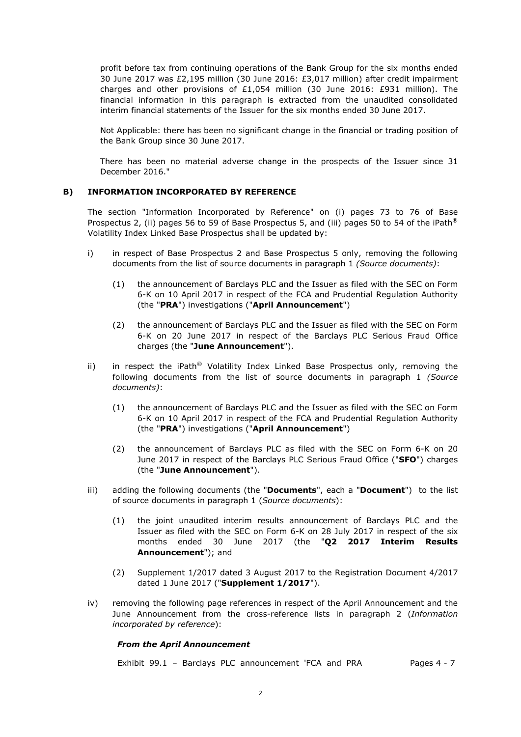profit before tax from continuing operations of the Bank Group for the six months ended 30 June 2017 was £2,195 million (30 June 2016: £3,017 million) after credit impairment charges and other provisions of £1,054 million (30 June 2016: £931 million). The financial information in this paragraph is extracted from the unaudited consolidated interim financial statements of the Issuer for the six months ended 30 June 2017.

Not Applicable: there has been no significant change in the financial or trading position of the Bank Group since 30 June 2017.

There has been no material adverse change in the prospects of the Issuer since 31 December 2016."

## B) INFORMATION INCORPORATED BY REFERENCE

The section "Information Incorporated by Reference" on (i) pages 73 to 76 of Base Prospectus 2, (ii) pages 56 to 59 of Base Prospectus 5, and (iii) pages 50 to 54 of the iPath® Volatility Index Linked Base Prospectus shall be updated by:

i) in respect of Base Prospectus 2 and Base Prospectus 5 only, removing the following documents from the list of source documents in paragraph 1 *(Source documents)*:

   (1) the announcement of Barclays PLC and the Issuer as filed with the SEC on Form 6-K on 10 April 2017 in respect of the FCA and Prudential Regulation Authority (the "**PRA**") investigations ("**April Announcement**")

   (2) the announcement of Barclays PLC and the Issuer as filed with the SEC on Form 6-K on 20 June 2017 in respect of the Barclays PLC Serious Fraud Office charges (the "**June Announcement**").

ii) in respect the iPath® Volatility Index Linked Base Prospectus only, removing the following documents from the list of source documents in paragraph 1 *(Source documents)*:

   (1) the announcement of Barclays PLC and the Issuer as filed with the SEC on Form 6-K on 10 April 2017 in respect of the FCA and Prudential Regulation Authority (the "**PRA**") investigations ("**April Announcement**")

   (2) the announcement of Barclays PLC as filed with the SEC on Form 6-K on 20 June 2017 in respect of the Barclays PLC Serious Fraud Office ("**SFO**") charges (the "**June Announcement**").

iii) adding the following documents (the "**Documents**", each a "**Document**") to the list of source documents in paragraph 1 (*Source documents*):

   (1) the joint unaudited interim results announcement of Barclays PLC and the Issuer as filed with the SEC on Form 6-K on 28 July 2017 in respect of the six months ended 30 June 2017 (the "**Q2 2017 Interim Results Announcement**"); and

   (2) Supplement 1/2017 dated 3 August 2017 to the Registration Document 4/2017 dated 1 June 2017 ("**Supplement 1/2017**").

iv) removing the following page references in respect of the April Announcement and the June Announcement from the cross-reference lists in paragraph 2 (*Information incorporated by reference*):

***From the April Announcement***

| | |
|---|---|
| Exhibit 99.1 – Barclays PLC announcement 'FCA and PRA | Pages 4 - 7 |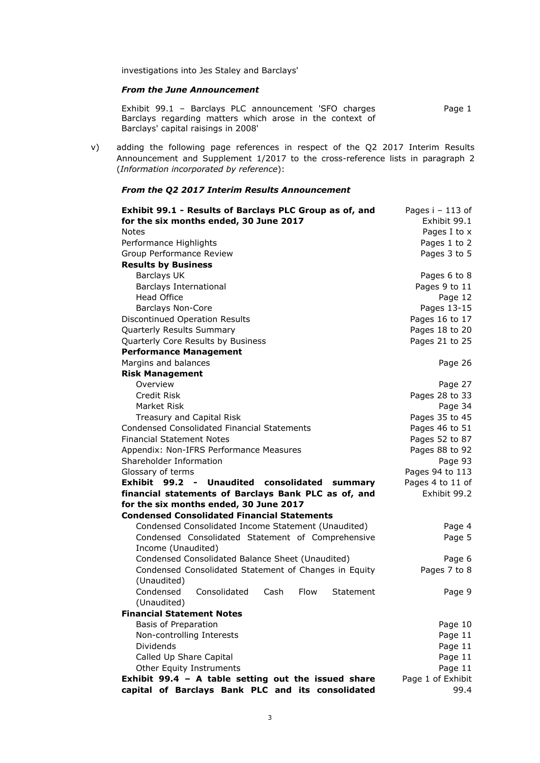investigations into Jes Staley and Barclays'

***From the June Announcement***

| | |
|---|---|
| Exhibit 99.1 – Barclays PLC announcement 'SFO charges Barclays regarding matters which arose in the context of Barclays' capital raisings in 2008' | Page 1 |

v) adding the following page references in respect of the Q2 2017 Interim Results Announcement and Supplement 1/2017 to the cross-reference lists in paragraph 2 (*Information incorporated by reference*):

***From the Q2 2017 Interim Results Announcement***

| | |
|---|---|
| **Exhibit 99.1 - Results of Barclays PLC Group as of, and for the six months ended, 30 June 2017** | Pages i – 113 of Exhibit 99.1 |
| Notes | Pages I to x |
| Performance Highlights | Pages 1 to 2 |
| Group Performance Review | Pages 3 to 5 |
| **Results by Business** | |
| Barclays UK | Pages 6 to 8 |
| Barclays International | Pages 9 to 11 |
| Head Office | Page 12 |
| Barclays Non-Core | Pages 13-15 |
| Discontinued Operation Results | Pages 16 to 17 |
| Quarterly Results Summary | Pages 18 to 20 |
| Quarterly Core Results by Business | Pages 21 to 25 |
| **Performance Management** | |
| Margins and balances | Page 26 |
| **Risk Management** | |
| Overview | Page 27 |
| Credit Risk | Pages 28 to 33 |
| Market Risk | Page 34 |
| Treasury and Capital Risk | Pages 35 to 45 |
| Condensed Consolidated Financial Statements | Pages 46 to 51 |
| Financial Statement Notes | Pages 52 to 87 |
| Appendix: Non-IFRS Performance Measures | Pages 88 to 92 |
| Shareholder Information | Page 93 |
| Glossary of terms | Pages 94 to 113 |
| **Exhibit 99.2 - Unaudited consolidated summary financial statements of Barclays Bank PLC as of, and for the six months ended, 30 June 2017** | Pages 4 to 11 of Exhibit 99.2 |
| **Condensed Consolidated Financial Statements** | |
| Condensed Consolidated Income Statement (Unaudited) | Page 4 |
| Condensed Consolidated Statement of Comprehensive Income (Unaudited) | Page 5 |
| Condensed Consolidated Balance Sheet (Unaudited) | Page 6 |
| Condensed Consolidated Statement of Changes in Equity (Unaudited) | Pages 7 to 8 |
| Condensed Consolidated Cash Flow Statement (Unaudited) | Page 9 |
| **Financial Statement Notes** | |
| Basis of Preparation | Page 10 |
| Non-controlling Interests | Page 11 |
| Dividends | Page 11 |
| Called Up Share Capital | Page 11 |
| Other Equity Instruments | Page 11 |
| **Exhibit 99.4 – A table setting out the issued share capital of Barclays Bank PLC and its consolidated** | Page 1 of Exhibit 99.4 |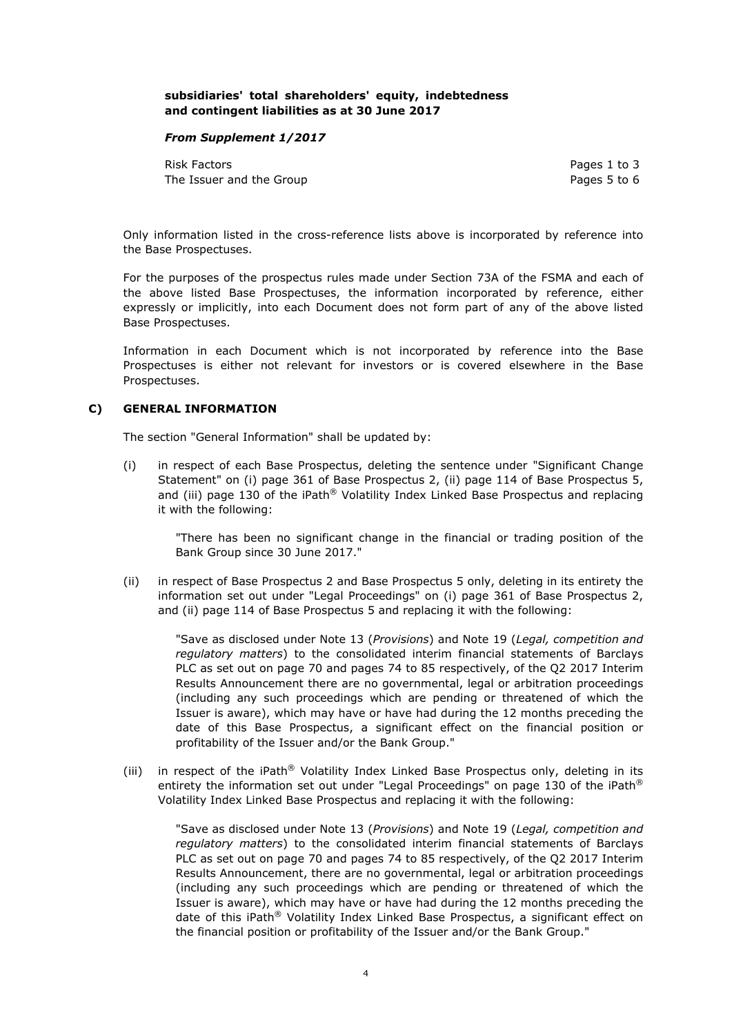**subsidiaries' total shareholders' equity, indebtedness and contingent liabilities as at 30 June 2017**

***From Supplement 1/2017***

| | |
|---|---|
| Risk Factors | Pages 1 to 3 |
| The Issuer and the Group | Pages 5 to 6 |

Only information listed in the cross-reference lists above is incorporated by reference into the Base Prospectuses.

For the purposes of the prospectus rules made under Section 73A of the FSMA and each of the above listed Base Prospectuses, the information incorporated by reference, either expressly or implicitly, into each Document does not form part of any of the above listed Base Prospectuses.

Information in each Document which is not incorporated by reference into the Base Prospectuses is either not relevant for investors or is covered elsewhere in the Base Prospectuses.

## C) GENERAL INFORMATION

The section "General Information" shall be updated by:

(i) in respect of each Base Prospectus, deleting the sentence under "Significant Change Statement" on (i) page 361 of Base Prospectus 2, (ii) page 114 of Base Prospectus 5, and (iii) page 130 of the iPath® Volatility Index Linked Base Prospectus and replacing it with the following:

> "There has been no significant change in the financial or trading position of the Bank Group since 30 June 2017."

(ii) in respect of Base Prospectus 2 and Base Prospectus 5 only, deleting in its entirety the information set out under "Legal Proceedings" on (i) page 361 of Base Prospectus 2, and (ii) page 114 of Base Prospectus 5 and replacing it with the following:

> "Save as disclosed under Note 13 (*Provisions*) and Note 19 (*Legal, competition and regulatory matters*) to the consolidated interim financial statements of Barclays PLC as set out on page 70 and pages 74 to 85 respectively, of the Q2 2017 Interim Results Announcement there are no governmental, legal or arbitration proceedings (including any such proceedings which are pending or threatened of which the Issuer is aware), which may have or have had during the 12 months preceding the date of this Base Prospectus, a significant effect on the financial position or profitability of the Issuer and/or the Bank Group."

(iii) in respect of the iPath® Volatility Index Linked Base Prospectus only, deleting in its entirety the information set out under "Legal Proceedings" on page 130 of the iPath® Volatility Index Linked Base Prospectus and replacing it with the following:

> "Save as disclosed under Note 13 (*Provisions*) and Note 19 (*Legal, competition and regulatory matters*) to the consolidated interim financial statements of Barclays PLC as set out on page 70 and pages 74 to 85 respectively, of the Q2 2017 Interim Results Announcement, there are no governmental, legal or arbitration proceedings (including any such proceedings which are pending or threatened of which the Issuer is aware), which may have or have had during the 12 months preceding the date of this iPath® Volatility Index Linked Base Prospectus, a significant effect on the financial position or profitability of the Issuer and/or the Bank Group."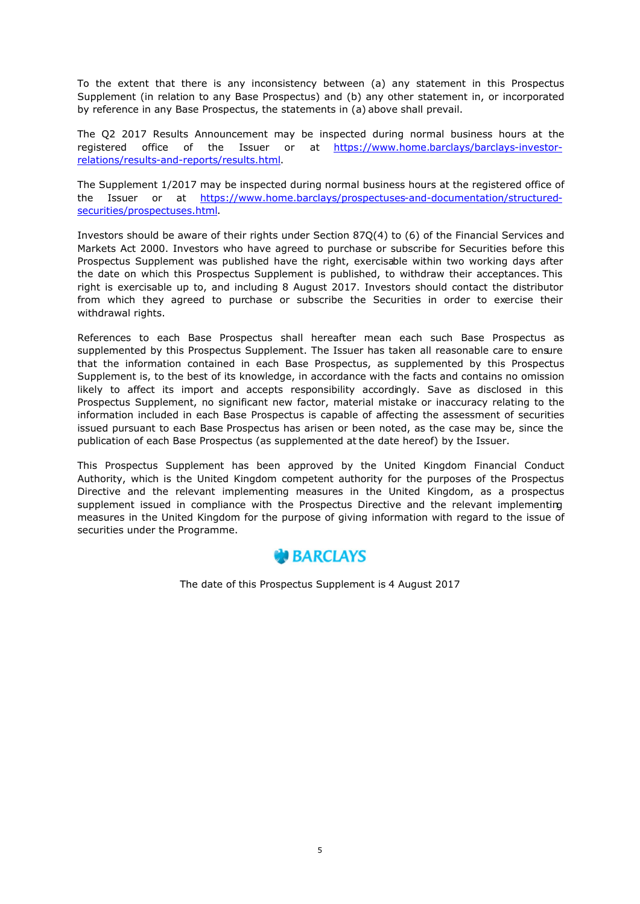To the extent that there is any inconsistency between (a) any statement in this Prospectus Supplement (in relation to any Base Prospectus) and (b) any other statement in, or incorporated by reference in any Base Prospectus, the statements in (a) above shall prevail.

The Q2 2017 Results Announcement may be inspected during normal business hours at the registered office of the Issuer or at https://www.home.barclays/barclays-investor-relations/results-and-reports/results.html.

The Supplement 1/2017 may be inspected during normal business hours at the registered office of the Issuer or at https://www.home.barclays/prospectuses-and-documentation/structured-securities/prospectuses.html.

Investors should be aware of their rights under Section 87Q(4) to (6) of the Financial Services and Markets Act 2000. Investors who have agreed to purchase or subscribe for Securities before this Prospectus Supplement was published have the right, exercisable within two working days after the date on which this Prospectus Supplement is published, to withdraw their acceptances. This right is exercisable up to, and including 8 August 2017. Investors should contact the distributor from which they agreed to purchase or subscribe the Securities in order to exercise their withdrawal rights.

References to each Base Prospectus shall hereafter mean each such Base Prospectus as supplemented by this Prospectus Supplement. The Issuer has taken all reasonable care to ensure that the information contained in each Base Prospectus, as supplemented by this Prospectus Supplement is, to the best of its knowledge, in accordance with the facts and contains no omission likely to affect its import and accepts responsibility accordingly. Save as disclosed in this Prospectus Supplement, no significant new factor, material mistake or inaccuracy relating to the information included in each Base Prospectus is capable of affecting the assessment of securities issued pursuant to each Base Prospectus has arisen or been noted, as the case may be, since the publication of each Base Prospectus (as supplemented at the date hereof) by the Issuer.

This Prospectus Supplement has been approved by the United Kingdom Financial Conduct Authority, which is the United Kingdom competent authority for the purposes of the Prospectus Directive and the relevant implementing measures in the United Kingdom, as a prospectus supplement issued in compliance with the Prospectus Directive and the relevant implementing measures in the United Kingdom for the purpose of giving information with regard to the issue of securities under the Programme.

BARCLAYS

The date of this Prospectus Supplement is 4 August 2017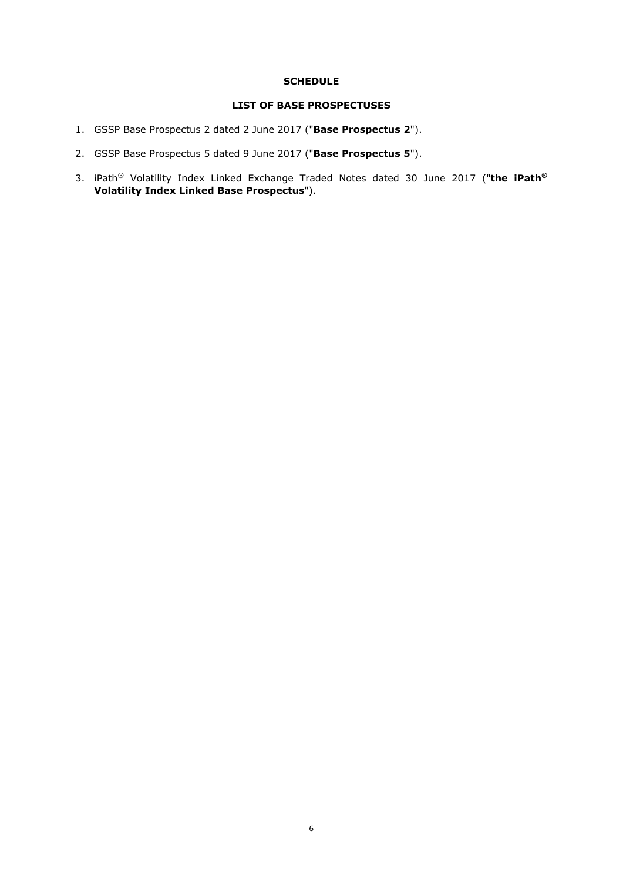**SCHEDULE**

**LIST OF BASE PROSPECTUSES**

1. GSSP Base Prospectus 2 dated 2 June 2017 ("**Base Prospectus 2**").
2. GSSP Base Prospectus 5 dated 9 June 2017 ("**Base Prospectus 5**").
3. iPath® Volatility Index Linked Exchange Traded Notes dated 30 June 2017 ("**the iPath® Volatility Index Linked Base Prospectus**").